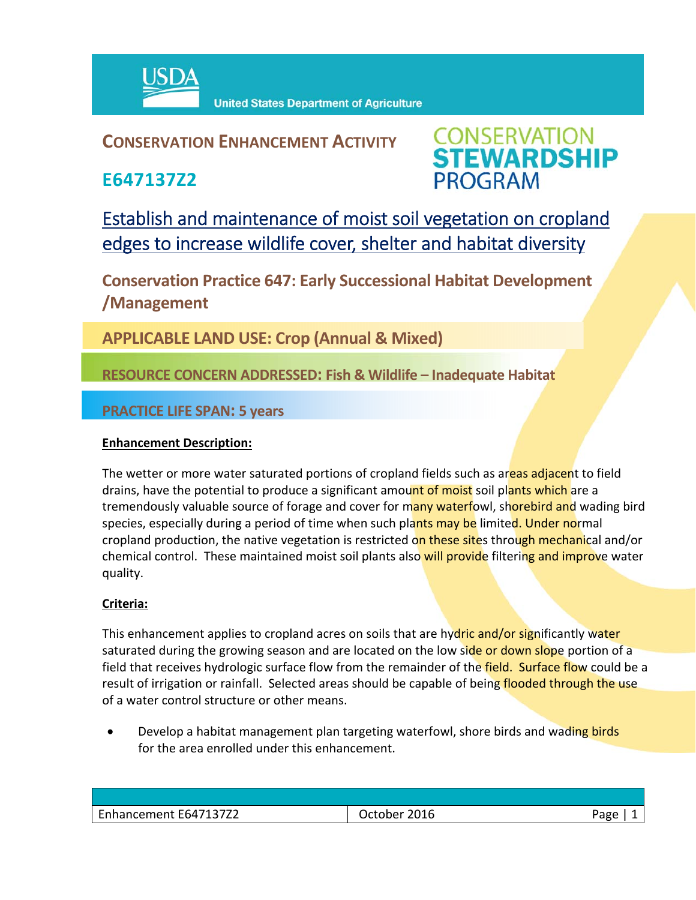USDA United States Department of Agriculture

# CONSERVATION ENHANCEMENT ACTIVITY

## E647137Z2

CONSERVATION STEWARDSHIP PROGRAM

## Establish and maintenance of moist soil vegetation on cropland edges to increase wildlife cover, shelter and habitat diversity

### Conservation Practice 647: Early Successional Habitat Development /Management

**APPLICABLE LAND USE: Crop (Annual & Mixed)**

**RESOURCE CONCERN ADDRESSED: Fish & Wildlife – Inadequate Habitat**

**PRACTICE LIFE SPAN: 5 years**

**Enhancement Description:**

The wetter or more water saturated portions of cropland fields such as areas adjacent to field drains, have the potential to produce a significant amount of moist soil plants which are a tremendously valuable source of forage and cover for many waterfowl, shorebird and wading bird species, especially during a period of time when such plants may be limited. Under normal cropland production, the native vegetation is restricted on these sites through mechanical and/or chemical control. These maintained moist soil plants also will provide filtering and improve water quality.

**Criteria:**

This enhancement applies to cropland acres on soils that are hydric and/or significantly water saturated during the growing season and are located on the low side or down slope portion of a field that receives hydrologic surface flow from the remainder of the field. Surface flow could be a result of irrigation or rainfall. Selected areas should be capable of being flooded through the use of a water control structure or other means.

- Develop a habitat management plan targeting waterfowl, shore birds and wading birds for the area enrolled under this enhancement.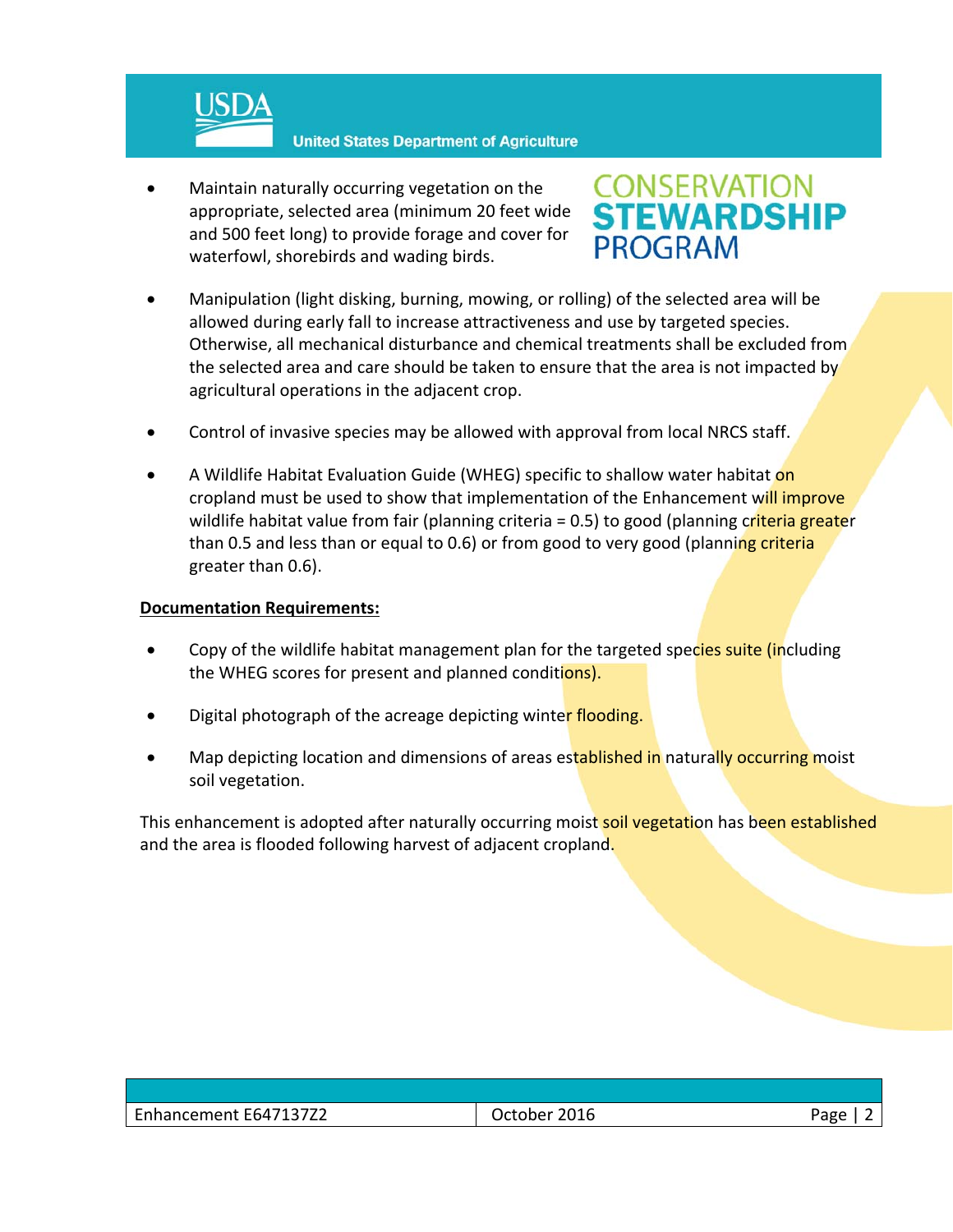- Maintain naturally occurring vegetation on the appropriate, selected area (minimum 20 feet wide and 500 feet long) to provide forage and cover for waterfowl, shorebirds and wading birds.

- Manipulation (light disking, burning, mowing, or rolling) of the selected area will be allowed during early fall to increase attractiveness and use by targeted species. Otherwise, all mechanical disturbance and chemical treatments shall be excluded from the selected area and care should be taken to ensure that the area is not impacted by agricultural operations in the adjacent crop.

- Control of invasive species may be allowed with approval from local NRCS staff.

- A Wildlife Habitat Evaluation Guide (WHEG) specific to shallow water habitat on cropland must be used to show that implementation of the Enhancement will improve wildlife habitat value from fair (planning criteria = 0.5) to good (planning criteria greater than 0.5 and less than or equal to 0.6) or from good to very good (planning criteria greater than 0.6).

**Documentation Requirements:**

- Copy of the wildlife habitat management plan for the targeted species suite (including the WHEG scores for present and planned conditions).

- Digital photograph of the acreage depicting winter flooding.

- Map depicting location and dimensions of areas established in naturally occurring moist soil vegetation.

This enhancement is adopted after naturally occurring moist soil vegetation has been established and the area is flooded following harvest of adjacent cropland.